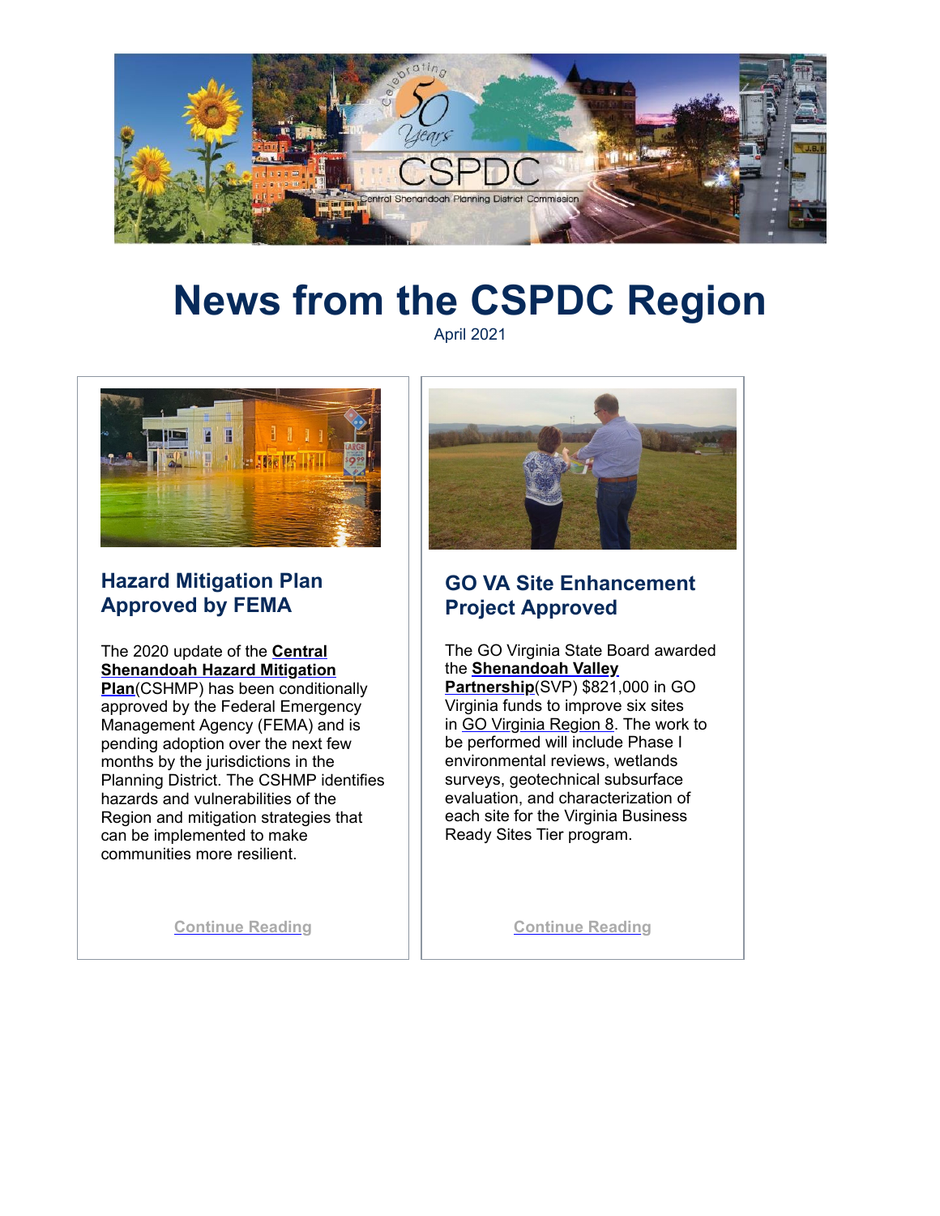# News from the CSPDC Region

April 2021

## Hazard Mitigation Plan Approved by FEMA

The 2020 update of the **Central Shenandoah Hazard Mitigation Plan**(CSHMP) has been conditionally approved by the Federal Emergency Management Agency (FEMA) and is pending adoption over the next few months by the jurisdictions in the Planning District. The CSHMP identifies hazards and vulnerabilities of the Region and mitigation strategies that can be implemented to make communities more resilient.

Continue Reading

## GO VA Site Enhancement Project Approved

The GO Virginia State Board awarded the **Shenandoah Valley Partnership**(SVP) $821,000 in GO Virginia funds to improve six sites in GO Virginia Region 8. The work to be performed will include Phase I environmental reviews, wetlands surveys, geotechnical subsurface evaluation, and characterization of each site for the Virginia Business Ready Sites Tier program.

Continue Reading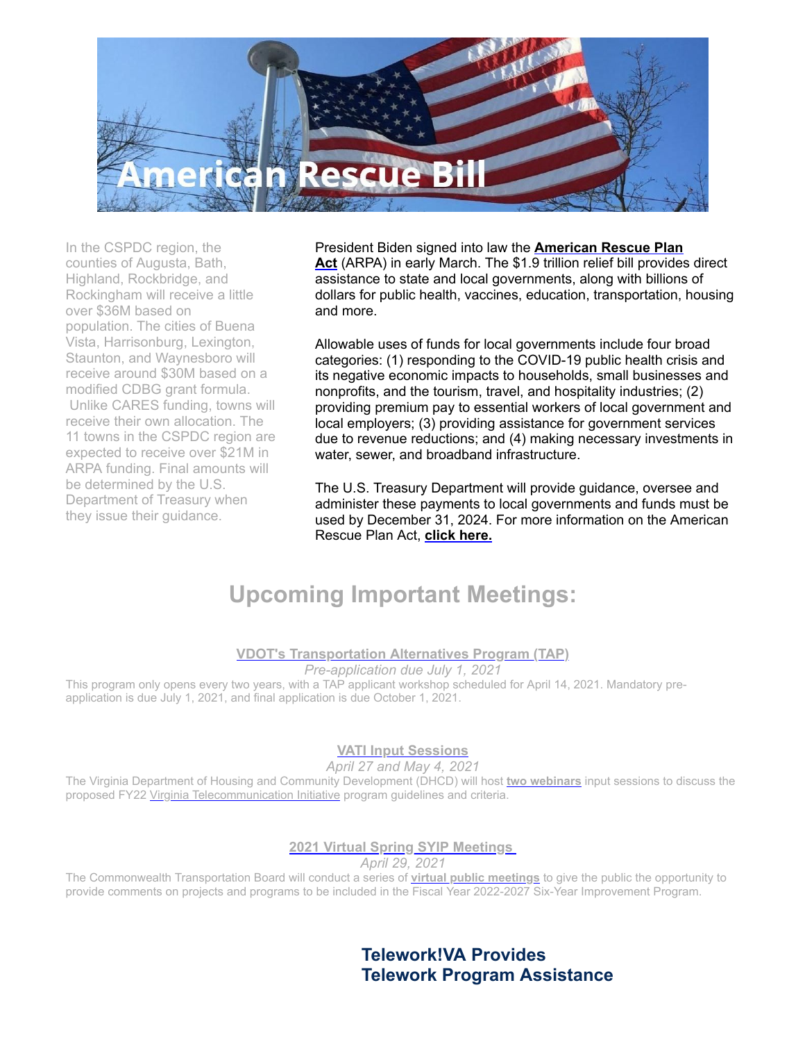# American Rescue Bill

In the CSPDC region, the counties of Augusta, Bath, Highland, Rockbridge, and Rockingham will receive a little over $36M based on population. The cities of Buena Vista, Harrisonburg, Lexington, Staunton, and Waynesboro will receive around $30M based on a modified CDBG grant formula. Unlike CARES funding, towns will receive their own allocation. The 11 towns in the CSPDC region are expected to receive over $21M in ARPA funding. Final amounts will be determined by the U.S. Department of Treasury when they issue their guidance.

President Biden signed into law the **American Rescue Plan Act** (ARPA) in early March. The $1.9 trillion relief bill provides direct assistance to state and local governments, along with billions of dollars for public health, vaccines, education, transportation, housing and more.

Allowable uses of funds for local governments include four broad categories: (1) responding to the COVID-19 public health crisis and its negative economic impacts to households, small businesses and nonprofits, and the tourism, travel, and hospitality industries; (2) providing premium pay to essential workers of local government and local employers; (3) providing assistance for government services due to revenue reductions; and (4) making necessary investments in water, sewer, and broadband infrastructure.

The U.S. Treasury Department will provide guidance, oversee and administer these payments to local governments and funds must be used by December 31, 2024. For more information on the American Rescue Plan Act, **click here.**

## Upcoming Important Meetings:

**VDOT's Transportation Alternatives Program (TAP)**

*Pre-application due July 1, 2021*

This program only opens every two years, with a TAP applicant workshop scheduled for April 14, 2021. Mandatory pre-application is due July 1, 2021, and final application is due October 1, 2021.

**VATI Input Sessions**

*April 27 and May 4, 2021*

The Virginia Department of Housing and Community Development (DHCD) will host **two webinars** input sessions to discuss the proposed FY22 Virginia Telecommunication Initiative program guidelines and criteria.

**2021 Virtual Spring SYIP Meetings**

*April 29, 2021*

The Commonwealth Transportation Board will conduct a series of **virtual public meetings** to give the public the opportunity to provide comments on projects and programs to be included in the Fiscal Year 2022-2027 Six-Year Improvement Program.

## Telework!VA Provides Telework Program Assistance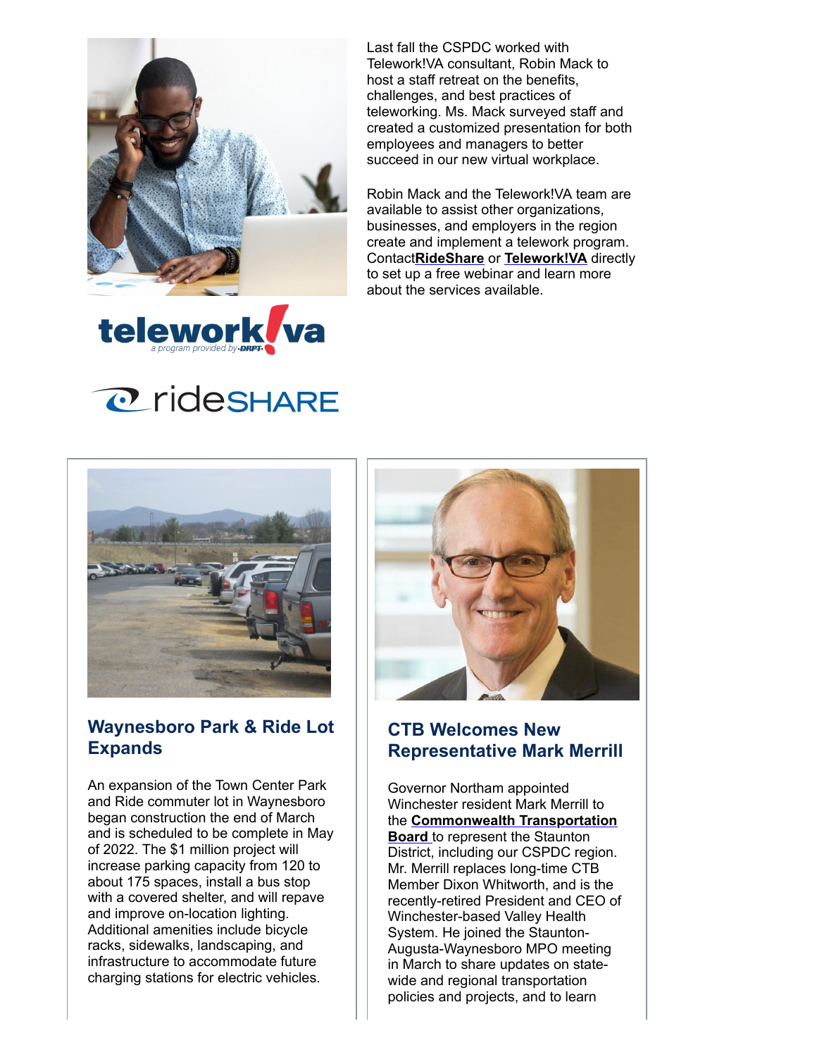Last fall the CSPDC worked with Telework!VA consultant, Robin Mack to host a staff retreat on the benefits, challenges, and best practices of teleworking. Ms. Mack surveyed staff and created a customized presentation for both employees and managers to better succeed in our new virtual workplace.

Robin Mack and the Telework!VA team are available to assist other organizations, businesses, and employers in the region create and implement a telework program. Contact **RideShare** or **Telework!VA** directly to set up a free webinar and learn more about the services available.

## Waynesboro Park & Ride Lot Expands

An expansion of the Town Center Park and Ride commuter lot in Waynesboro began construction the end of March and is scheduled to be complete in May of 2022. The $1 million project will increase parking capacity from 120 to about 175 spaces, install a bus stop with a covered shelter, and will repave and improve on-location lighting. Additional amenities include bicycle racks, sidewalks, landscaping, and infrastructure to accommodate future charging stations for electric vehicles.

## CTB Welcomes New Representative Mark Merrill

Governor Northam appointed Winchester resident Mark Merrill to the **Commonwealth Transportation Board** to represent the Staunton District, including our CSPDC region. Mr. Merrill replaces long-time CTB Member Dixon Whitworth, and is the recently-retired President and CEO of Winchester-based Valley Health System. He joined the Staunton-Augusta-Waynesboro MPO meeting in March to share updates on state-wide and regional transportation policies and projects, and to learn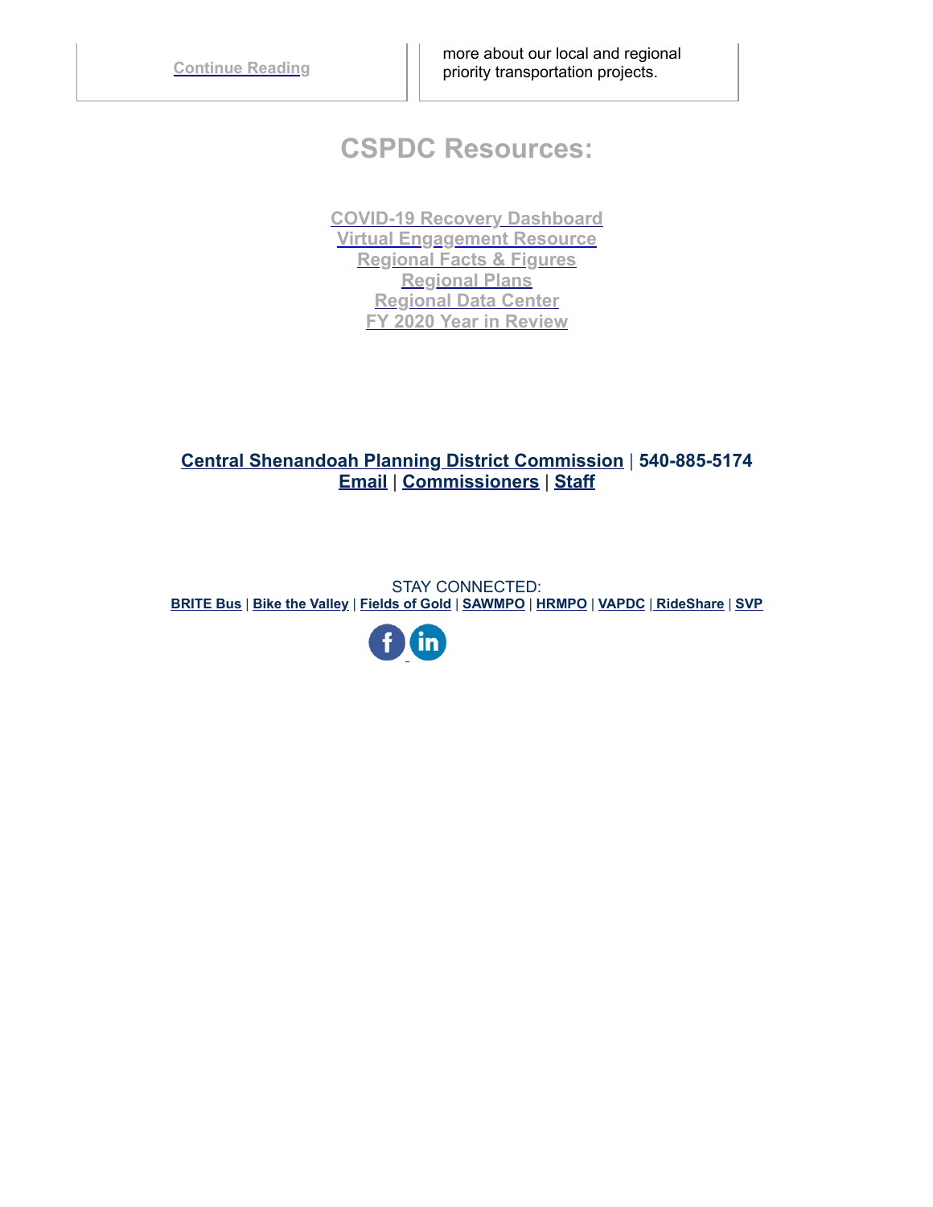Continue Reading

more about our local and regional priority transportation projects.

## CSPDC Resources:

COVID-19 Recovery Dashboard
Virtual Engagement Resource
Regional Facts & Figures
Regional Plans
Regional Data Center
FY 2020 Year in Review

**Central Shenandoah Planning District Commission | 540-885-5174**
**Email | Commissioners | Staff**

STAY CONNECTED:
**BRITE Bus | Bike the Valley | Fields of Gold | SAWMPO | HRMPO | VAPDC | RideShare | SVP**